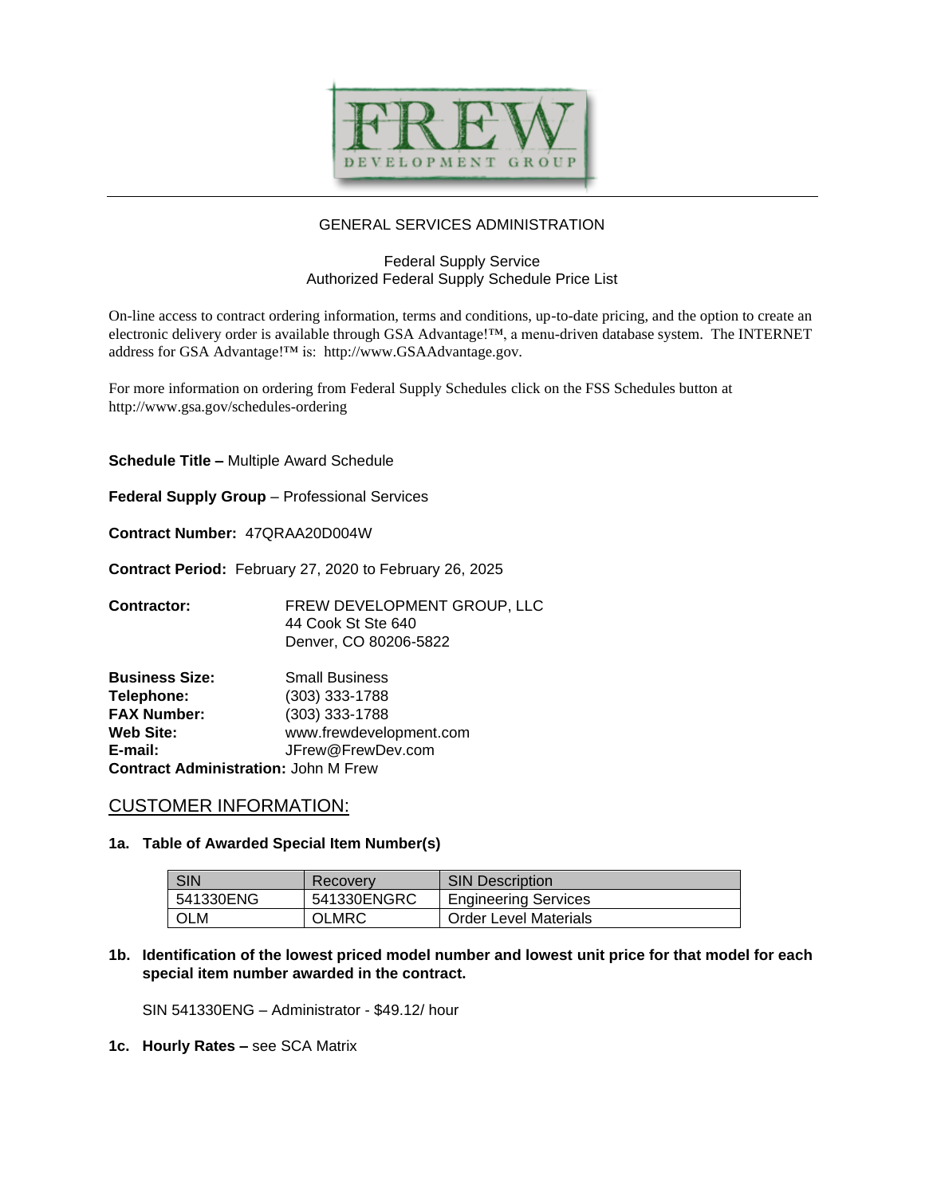FREW DEVELOPMENT GROUP

GENERAL SERVICES ADMINISTRATION

Federal Supply Service
Authorized Federal Supply Schedule Price List

On-line access to contract ordering information, terms and conditions, up-to-date pricing, and the option to create an electronic delivery order is available through GSA Advantage!™, a menu-driven database system. The INTERNET address for GSA Advantage!™ is: http://www.GSAAdvantage.gov.

For more information on ordering from Federal Supply Schedules click on the FSS Schedules button at http://www.gsa.gov/schedules-ordering

**Schedule Title –** Multiple Award Schedule

**Federal Supply Group** – Professional Services

**Contract Number:** 47QRAA20D004W

**Contract Period:** February 27, 2020 to February 26, 2025

**Contractor:** FREW DEVELOPMENT GROUP, LLC
44 Cook St Ste 640
Denver, CO 80206-5822

**Business Size:** Small Business
**Telephone:** (303) 333-1788
**FAX Number:** (303) 333-1788
**Web Site:** www.frewdevelopment.com
**E-mail:** JFrew@FrewDev.com
**Contract Administration:** John M Frew

## CUSTOMER INFORMATION:

**1a. Table of Awarded Special Item Number(s)**

| SIN | Recovery | SIN Description |
|---|---|---|
| 541330ENG | 541330ENGRC | Engineering Services |
| OLM | OLMRC | Order Level Materials |

**1b. Identification of the lowest priced model number and lowest unit price for that model for each special item number awarded in the contract.**

SIN 541330ENG – Administrator - $49.12/ hour

**1c. Hourly Rates –** see SCA Matrix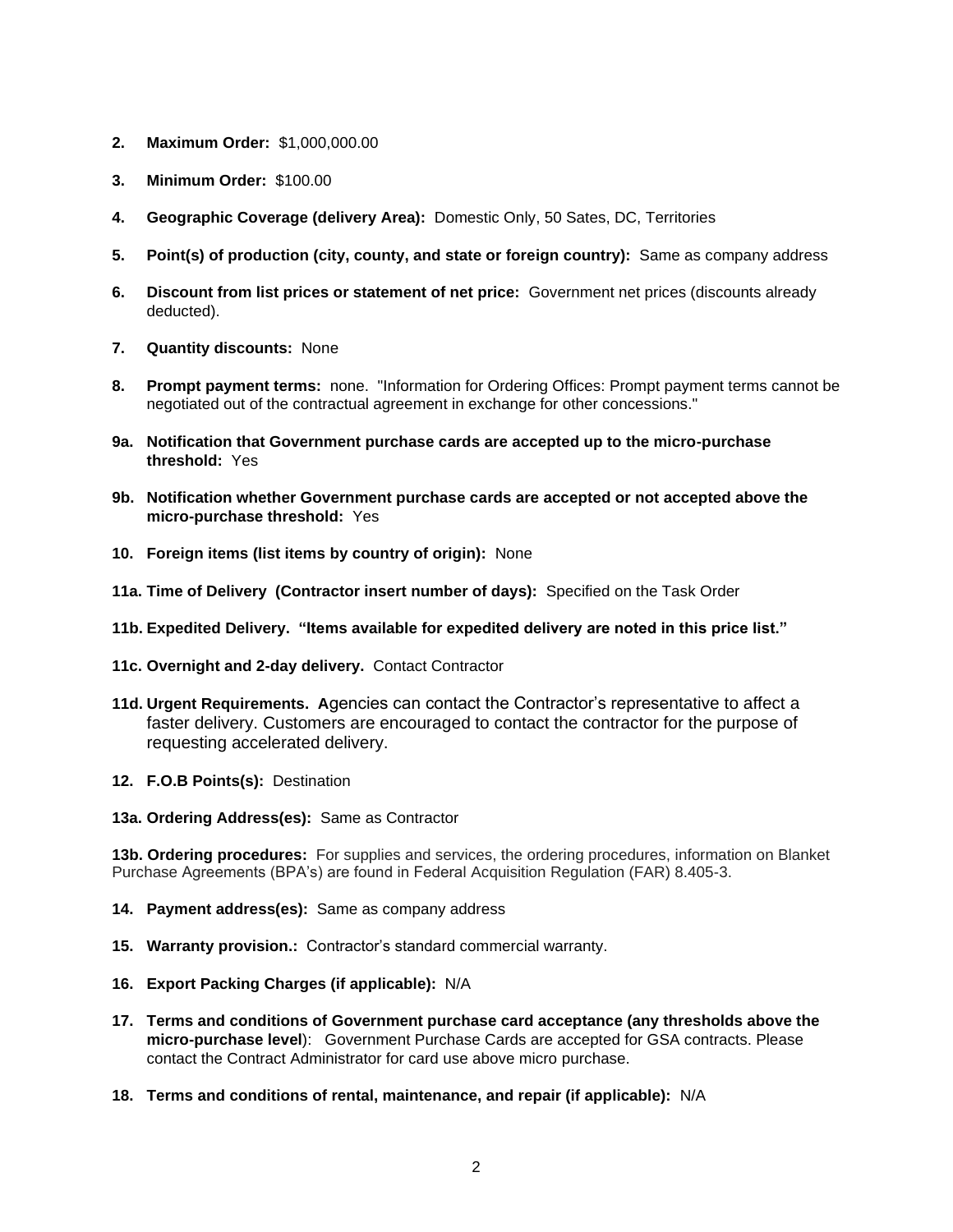**2. Maximum Order:** $1,000,000.00

**3. Minimum Order:** $100.00

**4. Geographic Coverage (delivery Area):** Domestic Only, 50 Sates, DC, Territories

**5. Point(s) of production (city, county, and state or foreign country):** Same as company address

**6. Discount from list prices or statement of net price:** Government net prices (discounts already deducted).

**7. Quantity discounts:** None

**8. Prompt payment terms:** none. "Information for Ordering Offices: Prompt payment terms cannot be negotiated out of the contractual agreement in exchange for other concessions."

**9a. Notification that Government purchase cards are accepted up to the micro-purchase threshold:** Yes

**9b. Notification whether Government purchase cards are accepted or not accepted above the micro-purchase threshold:** Yes

**10. Foreign items (list items by country of origin):** None

**11a. Time of Delivery (Contractor insert number of days):** Specified on the Task Order

**11b. Expedited Delivery. "Items available for expedited delivery are noted in this price list."**

**11c. Overnight and 2-day delivery.** Contact Contractor

**11d. Urgent Requirements. A**gencies can contact the Contractor's representative to affect a faster delivery. Customers are encouraged to contact the contractor for the purpose of requesting accelerated delivery.

**12. F.O.B Points(s):** Destination

**13a. Ordering Address(es):** Same as Contractor

**13b. Ordering procedures:** For supplies and services, the ordering procedures, information on Blanket Purchase Agreements (BPA's) are found in Federal Acquisition Regulation (FAR) 8.405-3.

**14. Payment address(es):** Same as company address

**15. Warranty provision.:** Contractor's standard commercial warranty.

**16. Export Packing Charges (if applicable):** N/A

**17. Terms and conditions of Government purchase card acceptance (any thresholds above the micro-purchase level**): Government Purchase Cards are accepted for GSA contracts. Please contact the Contract Administrator for card use above micro purchase.

**18. Terms and conditions of rental, maintenance, and repair (if applicable):** N/A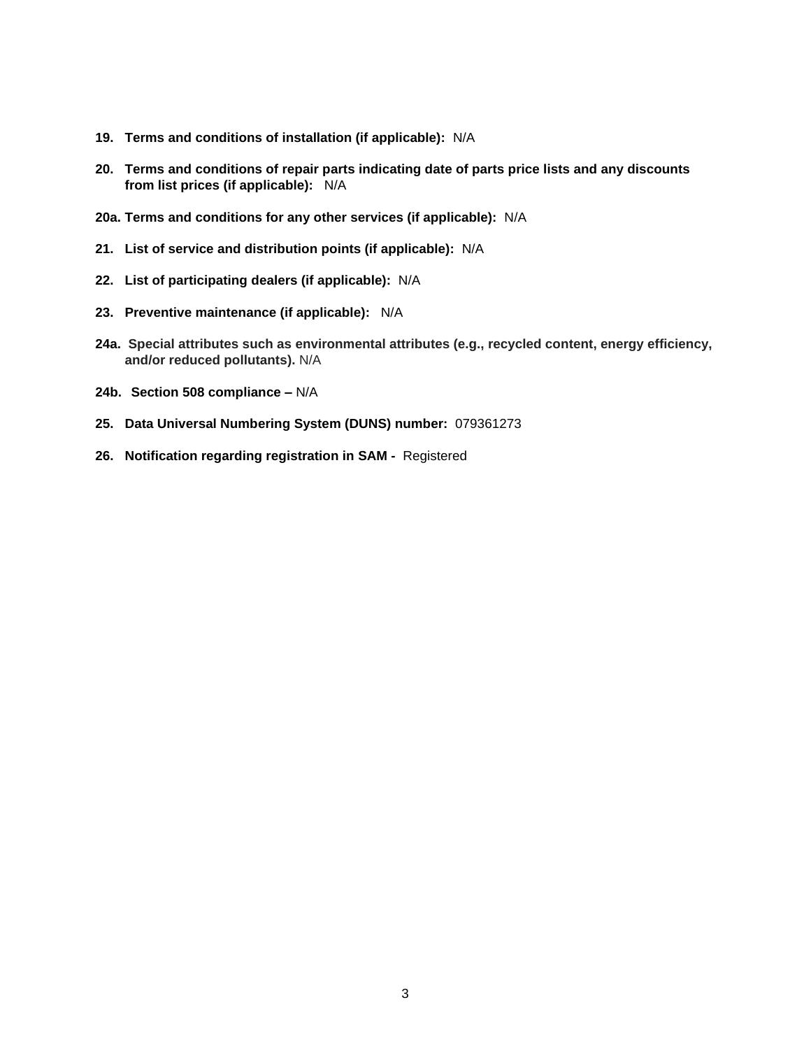**19. Terms and conditions of installation (if applicable):** N/A

**20. Terms and conditions of repair parts indicating date of parts price lists and any discounts from list prices (if applicable):** N/A

**20a. Terms and conditions for any other services (if applicable):** N/A

**21. List of service and distribution points (if applicable):** N/A

**22. List of participating dealers (if applicable):** N/A

**23. Preventive maintenance (if applicable):** N/A

**24a. Special attributes such as environmental attributes (e.g., recycled content, energy efficiency, and/or reduced pollutants).** N/A

**24b. Section 508 compliance –** N/A

**25. Data Universal Numbering System (DUNS) number:** 079361273

**26. Notification regarding registration in SAM -** Registered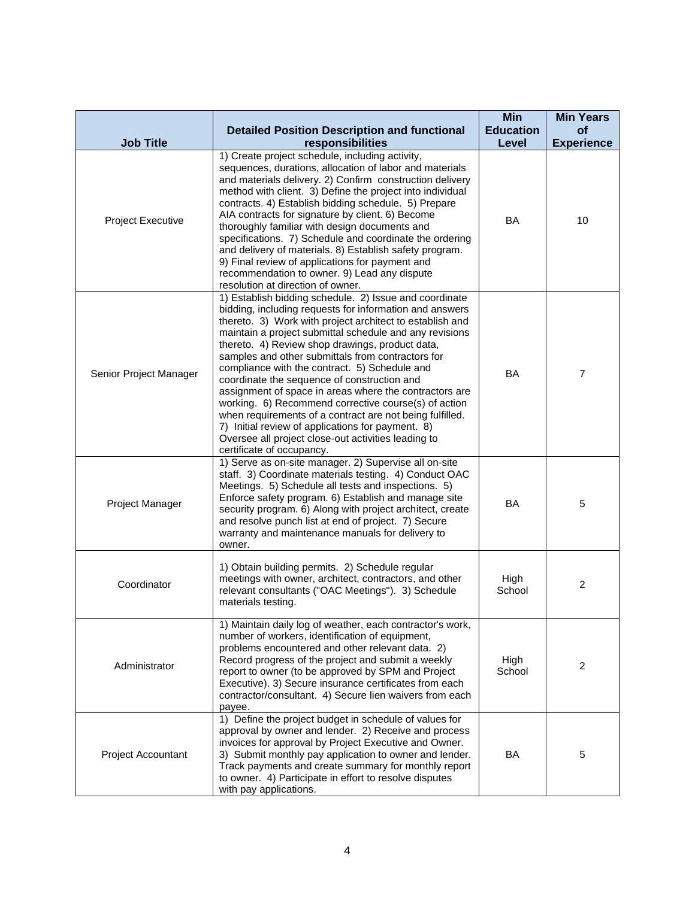| Job Title | Detailed Position Description and functional responsibilities | Min Education Level | Min Years of Experience |
|---|---|---|---|
| Project Executive | 1) Create project schedule, including activity, sequences, durations, allocation of labor and materials and materials delivery. 2) Confirm construction delivery method with client. 3) Define the project into individual contracts. 4) Establish bidding schedule. 5) Prepare AIA contracts for signature by client. 6) Become thoroughly familiar with design documents and specifications. 7) Schedule and coordinate the ordering and delivery of materials. 8) Establish safety program. 9) Final review of applications for payment and recommendation to owner. 9) Lead any dispute resolution at direction of owner. | BA | 10 |
| Senior Project Manager | 1) Establish bidding schedule. 2) Issue and coordinate bidding, including requests for information and answers thereto. 3) Work with project architect to establish and maintain a project submittal schedule and any revisions thereto. 4) Review shop drawings, product data, samples and other submittals from contractors for compliance with the contract. 5) Schedule and coordinate the sequence of construction and assignment of space in areas where the contractors are working. 6) Recommend corrective course(s) of action when requirements of a contract are not being fulfilled. 7) Initial review of applications for payment. 8) Oversee all project close-out activities leading to certificate of occupancy. | BA | 7 |
| Project Manager | 1) Serve as on-site manager. 2) Supervise all on-site staff. 3) Coordinate materials testing. 4) Conduct OAC Meetings. 5) Schedule all tests and inspections. 5) Enforce safety program. 6) Establish and manage site security program. 6) Along with project architect, create and resolve punch list at end of project. 7) Secure warranty and maintenance manuals for delivery to owner. | BA | 5 |
| Coordinator | 1) Obtain building permits. 2) Schedule regular meetings with owner, architect, contractors, and other relevant consultants ("OAC Meetings"). 3) Schedule materials testing. | High School | 2 |
| Administrator | 1) Maintain daily log of weather, each contractor's work, number of workers, identification of equipment, problems encountered and other relevant data. 2) Record progress of the project and submit a weekly report to owner (to be approved by SPM and Project Executive). 3) Secure insurance certificates from each contractor/consultant. 4) Secure lien waivers from each payee. | High School | 2 |
| Project Accountant | 1) Define the project budget in schedule of values for approval by owner and lender. 2) Receive and process invoices for approval by Project Executive and Owner. 3) Submit monthly pay application to owner and lender. Track payments and create summary for monthly report to owner. 4) Participate in effort to resolve disputes with pay applications. | BA | 5 |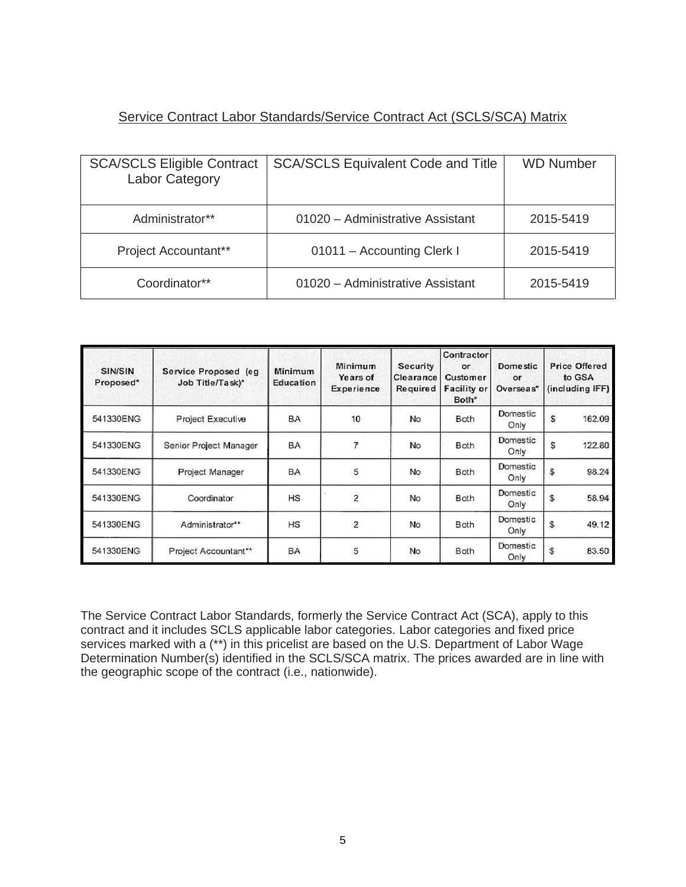Service Contract Labor Standards/Service Contract Act (SCLS/SCA) Matrix

| SCA/SCLS Eligible Contract Labor Category | SCA/SCLS Equivalent Code and Title | WD Number |
|---|---|---|
| Administrator** | 01020 – Administrative Assistant | 2015-5419 |
| Project Accountant** | 01011 – Accounting Clerk I | 2015-5419 |
| Coordinator** | 01020 – Administrative Assistant | 2015-5419 |

| SIN/SIN Proposed* | Service Proposed (eg Job Title/Task)* | Minimum Education | Minimum Years of Experience | Security Clearance Required | Contractor or Customer Facility or Both* | Domestic or Overseas* | Price Offered to GSA (including IFF) |
|---|---|---|---|---|---|---|---|
| 541330ENG | Project Executive | BA | 10 | No | Both | Domestic Only | $ 162.09 |
| 541330ENG | Senior Project Manager | BA | 7 | No | Both | Domestic Only | $ 122.80 |
| 541330ENG | Project Manager | BA | 5 | No | Both | Domestic Only | $ 98.24 |
| 541330ENG | Coordinator | HS | 2 | No | Both | Domestic Only | $ 58.94 |
| 541330ENG | Administrator** | HS | 2 | No | Both | Domestic Only | $ 49.12 |
| 541330ENG | Project Accountant** | BA | 5 | No | Both | Domestic Only | $ 83.50 |

The Service Contract Labor Standards, formerly the Service Contract Act (SCA), apply to this contract and it includes SCLS applicable labor categories. Labor categories and fixed price services marked with a (**) in this pricelist are based on the U.S. Department of Labor Wage Determination Number(s) identified in the SCLS/SCA matrix. The prices awarded are in line with the geographic scope of the contract (i.e., nationwide).